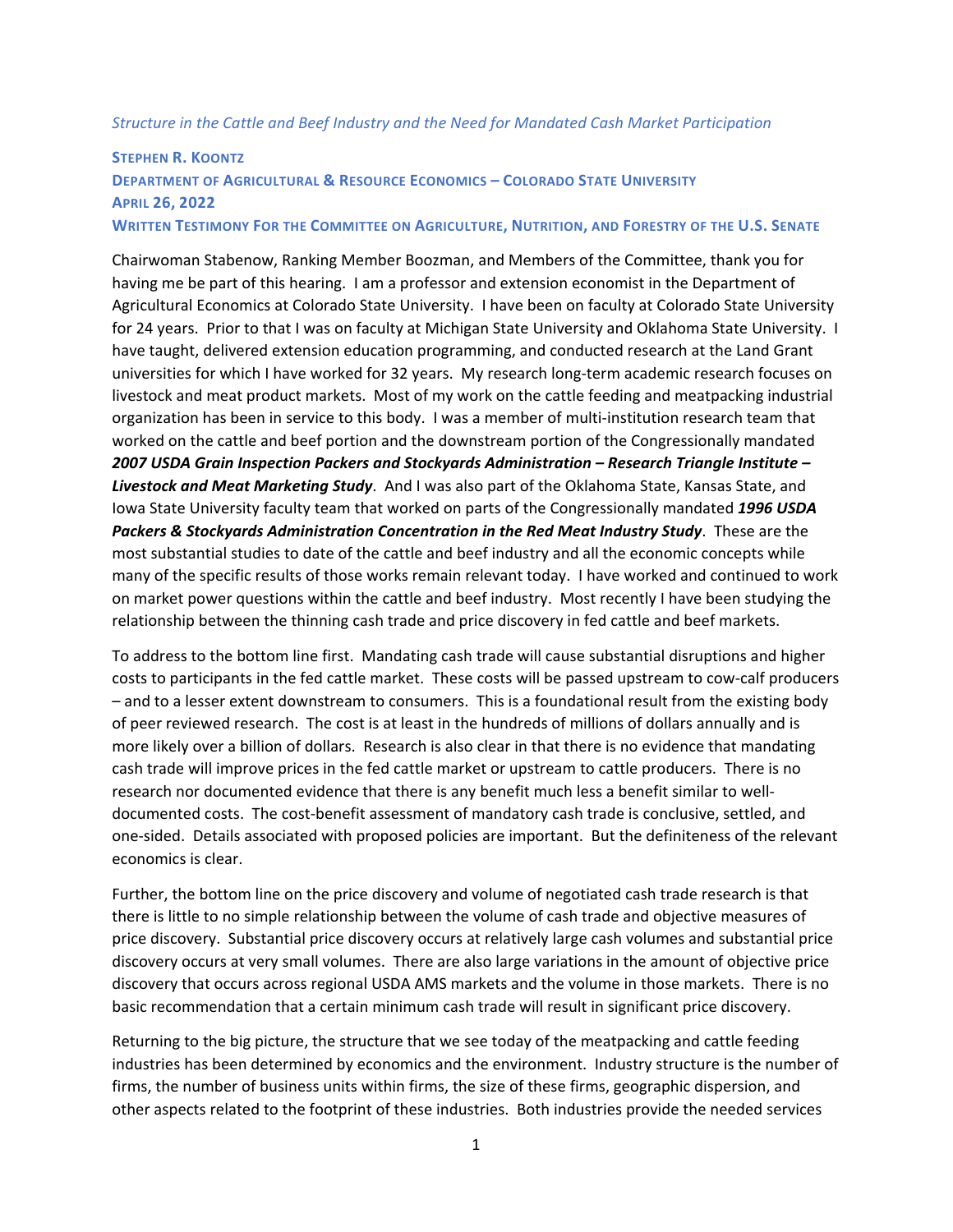*Structure in the Cattle and Beef Industry and the Need for Mandated Cash Market Participation*

**STEPHEN R. KOONTZ**
**DEPARTMENT OF AGRICULTURAL & RESOURCE ECONOMICS – COLORADO STATE UNIVERSITY**
**APRIL 26, 2022**
**WRITTEN TESTIMONY FOR THE COMMITTEE ON AGRICULTURE, NUTRITION, AND FORESTRY OF THE U.S. SENATE**

Chairwoman Stabenow, Ranking Member Boozman, and Members of the Committee, thank you for having me be part of this hearing. I am a professor and extension economist in the Department of Agricultural Economics at Colorado State University. I have been on faculty at Colorado State University for 24 years. Prior to that I was on faculty at Michigan State University and Oklahoma State University. I have taught, delivered extension education programming, and conducted research at the Land Grant universities for which I have worked for 32 years. My research long-term academic research focuses on livestock and meat product markets. Most of my work on the cattle feeding and meatpacking industrial organization has been in service to this body. I was a member of multi-institution research team that worked on the cattle and beef portion and the downstream portion of the Congressionally mandated ***2007 USDA Grain Inspection Packers and Stockyards Administration – Research Triangle Institute – Livestock and Meat Marketing Study***. And I was also part of the Oklahoma State, Kansas State, and Iowa State University faculty team that worked on parts of the Congressionally mandated ***1996 USDA Packers & Stockyards Administration Concentration in the Red Meat Industry Study***. These are the most substantial studies to date of the cattle and beef industry and all the economic concepts while many of the specific results of those works remain relevant today. I have worked and continued to work on market power questions within the cattle and beef industry. Most recently I have been studying the relationship between the thinning cash trade and price discovery in fed cattle and beef markets.

To address to the bottom line first. Mandating cash trade will cause substantial disruptions and higher costs to participants in the fed cattle market. These costs will be passed upstream to cow-calf producers – and to a lesser extent downstream to consumers. This is a foundational result from the existing body of peer reviewed research. The cost is at least in the hundreds of millions of dollars annually and is more likely over a billion of dollars. Research is also clear in that there is no evidence that mandating cash trade will improve prices in the fed cattle market or upstream to cattle producers. There is no research nor documented evidence that there is any benefit much less a benefit similar to well-documented costs. The cost-benefit assessment of mandatory cash trade is conclusive, settled, and one-sided. Details associated with proposed policies are important. But the definiteness of the relevant economics is clear.

Further, the bottom line on the price discovery and volume of negotiated cash trade research is that there is little to no simple relationship between the volume of cash trade and objective measures of price discovery. Substantial price discovery occurs at relatively large cash volumes and substantial price discovery occurs at very small volumes. There are also large variations in the amount of objective price discovery that occurs across regional USDA AMS markets and the volume in those markets. There is no basic recommendation that a certain minimum cash trade will result in significant price discovery.

Returning to the big picture, the structure that we see today of the meatpacking and cattle feeding industries has been determined by economics and the environment. Industry structure is the number of firms, the number of business units within firms, the size of these firms, geographic dispersion, and other aspects related to the footprint of these industries. Both industries provide the needed services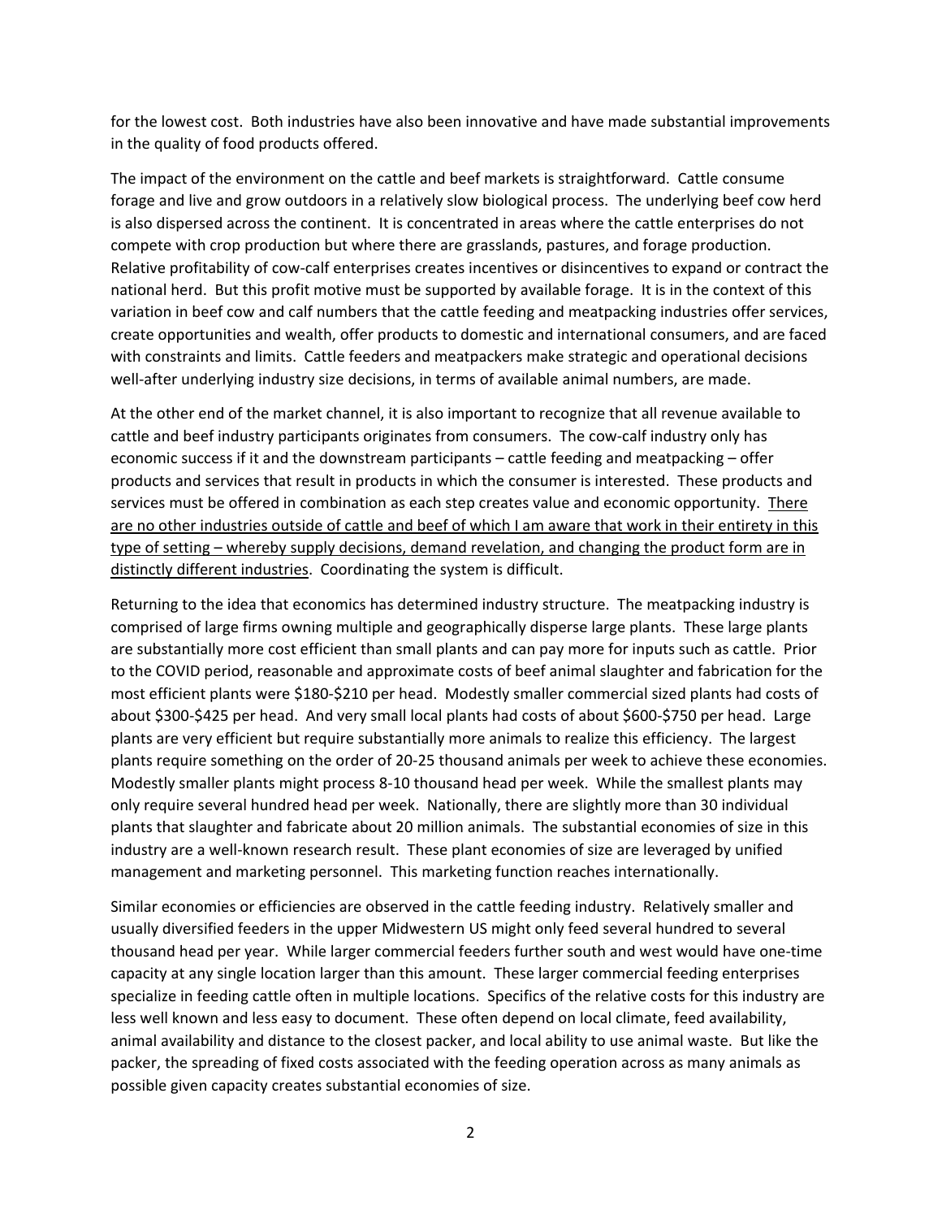for the lowest cost. Both industries have also been innovative and have made substantial improvements in the quality of food products offered.

The impact of the environment on the cattle and beef markets is straightforward. Cattle consume forage and live and grow outdoors in a relatively slow biological process. The underlying beef cow herd is also dispersed across the continent. It is concentrated in areas where the cattle enterprises do not compete with crop production but where there are grasslands, pastures, and forage production. Relative profitability of cow-calf enterprises creates incentives or disincentives to expand or contract the national herd. But this profit motive must be supported by available forage. It is in the context of this variation in beef cow and calf numbers that the cattle feeding and meatpacking industries offer services, create opportunities and wealth, offer products to domestic and international consumers, and are faced with constraints and limits. Cattle feeders and meatpackers make strategic and operational decisions well-after underlying industry size decisions, in terms of available animal numbers, are made.

At the other end of the market channel, it is also important to recognize that all revenue available to cattle and beef industry participants originates from consumers. The cow-calf industry only has economic success if it and the downstream participants – cattle feeding and meatpacking – offer products and services that result in products in which the consumer is interested. These products and services must be offered in combination as each step creates value and economic opportunity. <u>There are no other industries outside of cattle and beef of which I am aware that work in their entirety in this type of setting – whereby supply decisions, demand revelation, and changing the product form are in distinctly different industries</u>. Coordinating the system is difficult.

Returning to the idea that economics has determined industry structure. The meatpacking industry is comprised of large firms owning multiple and geographically disperse large plants. These large plants are substantially more cost efficient than small plants and can pay more for inputs such as cattle. Prior to the COVID period, reasonable and approximate costs of beef animal slaughter and fabrication for the most efficient plants were \$180-\$210 per head. Modestly smaller commercial sized plants had costs of about \$300-\$425 per head. And very small local plants had costs of about \$600-\$750 per head. Large plants are very efficient but require substantially more animals to realize this efficiency. The largest plants require something on the order of 20-25 thousand animals per week to achieve these economies. Modestly smaller plants might process 8-10 thousand head per week. While the smallest plants may only require several hundred head per week. Nationally, there are slightly more than 30 individual plants that slaughter and fabricate about 20 million animals. The substantial economies of size in this industry are a well-known research result. These plant economies of size are leveraged by unified management and marketing personnel. This marketing function reaches internationally.

Similar economies or efficiencies are observed in the cattle feeding industry. Relatively smaller and usually diversified feeders in the upper Midwestern US might only feed several hundred to several thousand head per year. While larger commercial feeders further south and west would have one-time capacity at any single location larger than this amount. These larger commercial feeding enterprises specialize in feeding cattle often in multiple locations. Specifics of the relative costs for this industry are less well known and less easy to document. These often depend on local climate, feed availability, animal availability and distance to the closest packer, and local ability to use animal waste. But like the packer, the spreading of fixed costs associated with the feeding operation across as many animals as possible given capacity creates substantial economies of size.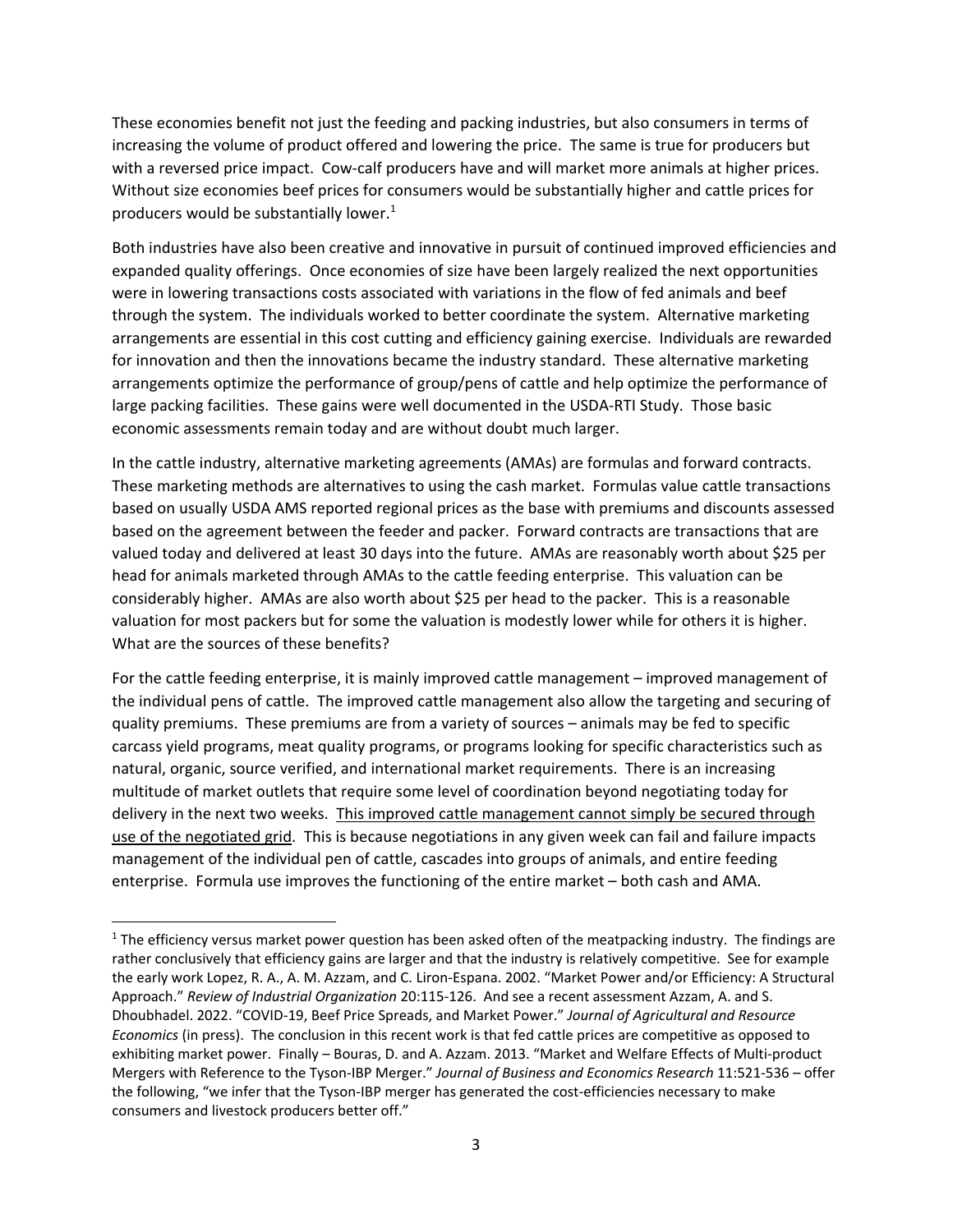These economies benefit not just the feeding and packing industries, but also consumers in terms of increasing the volume of product offered and lowering the price. The same is true for producers but with a reversed price impact. Cow-calf producers have and will market more animals at higher prices. Without size economies beef prices for consumers would be substantially higher and cattle prices for producers would be substantially lower.[1]

Both industries have also been creative and innovative in pursuit of continued improved efficiencies and expanded quality offerings. Once economies of size have been largely realized the next opportunities were in lowering transactions costs associated with variations in the flow of fed animals and beef through the system. The individuals worked to better coordinate the system. Alternative marketing arrangements are essential in this cost cutting and efficiency gaining exercise. Individuals are rewarded for innovation and then the innovations became the industry standard. These alternative marketing arrangements optimize the performance of group/pens of cattle and help optimize the performance of large packing facilities. These gains were well documented in the USDA-RTI Study. Those basic economic assessments remain today and are without doubt much larger.

In the cattle industry, alternative marketing agreements (AMAs) are formulas and forward contracts. These marketing methods are alternatives to using the cash market. Formulas value cattle transactions based on usually USDA AMS reported regional prices as the base with premiums and discounts assessed based on the agreement between the feeder and packer. Forward contracts are transactions that are valued today and delivered at least 30 days into the future. AMAs are reasonably worth about $25 per head for animals marketed through AMAs to the cattle feeding enterprise. This valuation can be considerably higher. AMAs are also worth about $25 per head to the packer. This is a reasonable valuation for most packers but for some the valuation is modestly lower while for others it is higher. What are the sources of these benefits?

For the cattle feeding enterprise, it is mainly improved cattle management – improved management of the individual pens of cattle. The improved cattle management also allow the targeting and securing of quality premiums. These premiums are from a variety of sources – animals may be fed to specific carcass yield programs, meat quality programs, or programs looking for specific characteristics such as natural, organic, source verified, and international market requirements. There is an increasing multitude of market outlets that require some level of coordination beyond negotiating today for delivery in the next two weeks. <u>This improved cattle management cannot simply be secured through use of the negotiated grid</u>. This is because negotiations in any given week can fail and failure impacts management of the individual pen of cattle, cascades into groups of animals, and entire feeding enterprise. Formula use improves the functioning of the entire market – both cash and AMA.

---

[1] The efficiency versus market power question has been asked often of the meatpacking industry. The findings are rather conclusively that efficiency gains are larger and that the industry is relatively competitive. See for example the early work Lopez, R. A., A. M. Azzam, and C. Liron-Espana. 2002. "Market Power and/or Efficiency: A Structural Approach." *Review of Industrial Organization* 20:115-126. And see a recent assessment Azzam, A. and S. Dhoubhadel. 2022. "COVID-19, Beef Price Spreads, and Market Power." *Journal of Agricultural and Resource Economics* (in press). The conclusion in this recent work is that fed cattle prices are competitive as opposed to exhibiting market power. Finally – Bouras, D. and A. Azzam. 2013. "Market and Welfare Effects of Multi-product Mergers with Reference to the Tyson-IBP Merger." *Journal of Business and Economics Research* 11:521-536 – offer the following, "we infer that the Tyson-IBP merger has generated the cost-efficiencies necessary to make consumers and livestock producers better off."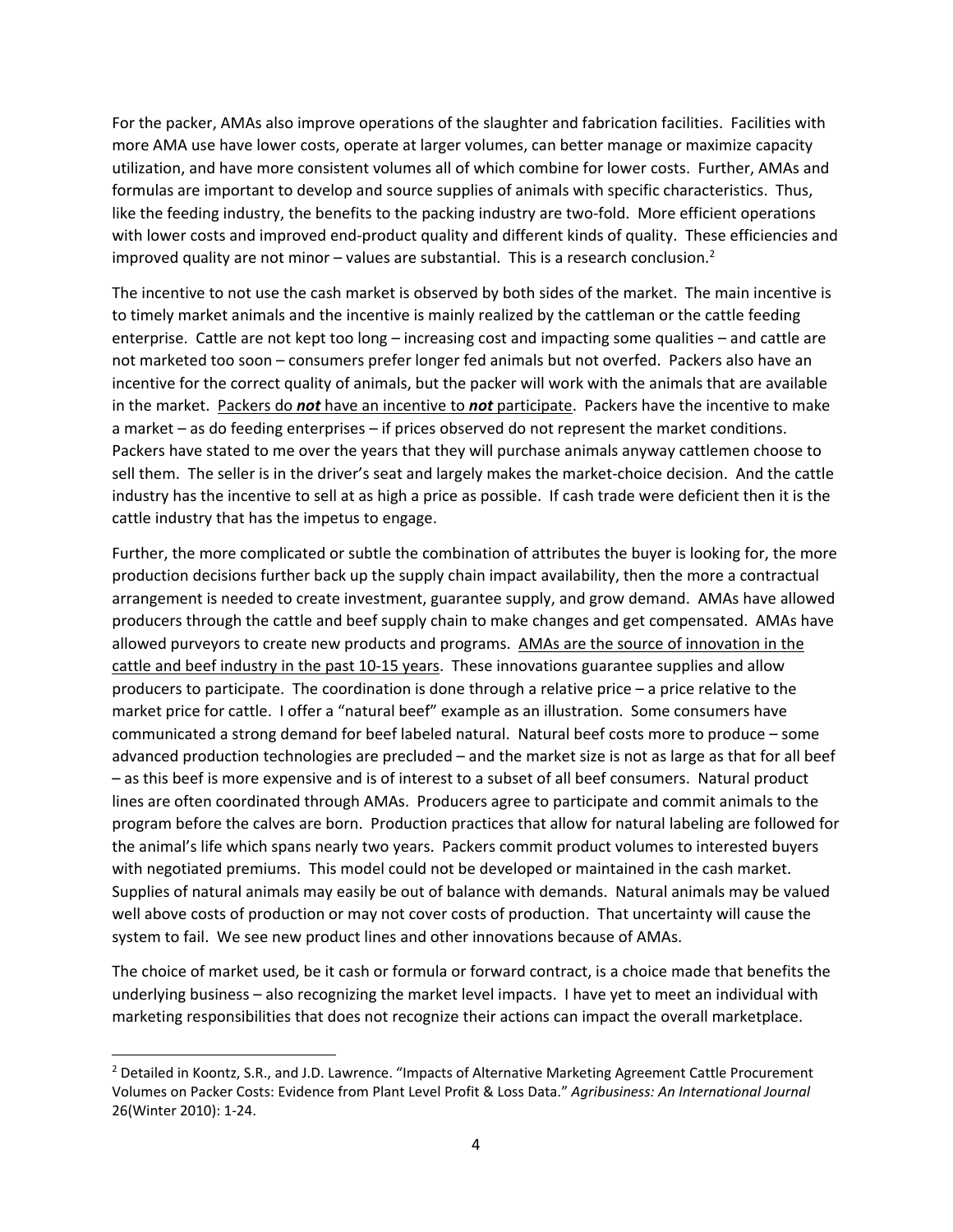For the packer, AMAs also improve operations of the slaughter and fabrication facilities. Facilities with more AMA use have lower costs, operate at larger volumes, can better manage or maximize capacity utilization, and have more consistent volumes all of which combine for lower costs. Further, AMAs and formulas are important to develop and source supplies of animals with specific characteristics. Thus, like the feeding industry, the benefits to the packing industry are two-fold. More efficient operations with lower costs and improved end-product quality and different kinds of quality. These efficiencies and improved quality are not minor – values are substantial. This is a research conclusion.[2]

The incentive to not use the cash market is observed by both sides of the market. The main incentive is to timely market animals and the incentive is mainly realized by the cattleman or the cattle feeding enterprise. Cattle are not kept too long – increasing cost and impacting some qualities – and cattle are not marketed too soon – consumers prefer longer fed animals but not overfed. Packers also have an incentive for the correct quality of animals, but the packer will work with the animals that are available in the market. <u>Packers do ***not*** have an incentive to ***not*** participate</u>. Packers have the incentive to make a market – as do feeding enterprises – if prices observed do not represent the market conditions. Packers have stated to me over the years that they will purchase animals anyway cattlemen choose to sell them. The seller is in the driver's seat and largely makes the market-choice decision. And the cattle industry has the incentive to sell at as high a price as possible. If cash trade were deficient then it is the cattle industry that has the impetus to engage.

Further, the more complicated or subtle the combination of attributes the buyer is looking for, the more production decisions further back up the supply chain impact availability, then the more a contractual arrangement is needed to create investment, guarantee supply, and grow demand. AMAs have allowed producers through the cattle and beef supply chain to make changes and get compensated. AMAs have allowed purveyors to create new products and programs. <u>AMAs are the source of innovation in the cattle and beef industry in the past 10-15 years</u>. These innovations guarantee supplies and allow producers to participate. The coordination is done through a relative price – a price relative to the market price for cattle. I offer a "natural beef" example as an illustration. Some consumers have communicated a strong demand for beef labeled natural. Natural beef costs more to produce – some advanced production technologies are precluded – and the market size is not as large as that for all beef – as this beef is more expensive and is of interest to a subset of all beef consumers. Natural product lines are often coordinated through AMAs. Producers agree to participate and commit animals to the program before the calves are born. Production practices that allow for natural labeling are followed for the animal's life which spans nearly two years. Packers commit product volumes to interested buyers with negotiated premiums. This model could not be developed or maintained in the cash market. Supplies of natural animals may easily be out of balance with demands. Natural animals may be valued well above costs of production or may not cover costs of production. That uncertainty will cause the system to fail. We see new product lines and other innovations because of AMAs.

The choice of market used, be it cash or formula or forward contract, is a choice made that benefits the underlying business – also recognizing the market level impacts. I have yet to meet an individual with marketing responsibilities that does not recognize their actions can impact the overall marketplace.

---

[2] Detailed in Koontz, S.R., and J.D. Lawrence. "Impacts of Alternative Marketing Agreement Cattle Procurement Volumes on Packer Costs: Evidence from Plant Level Profit & Loss Data." *Agribusiness: An International Journal* 26(Winter 2010): 1-24.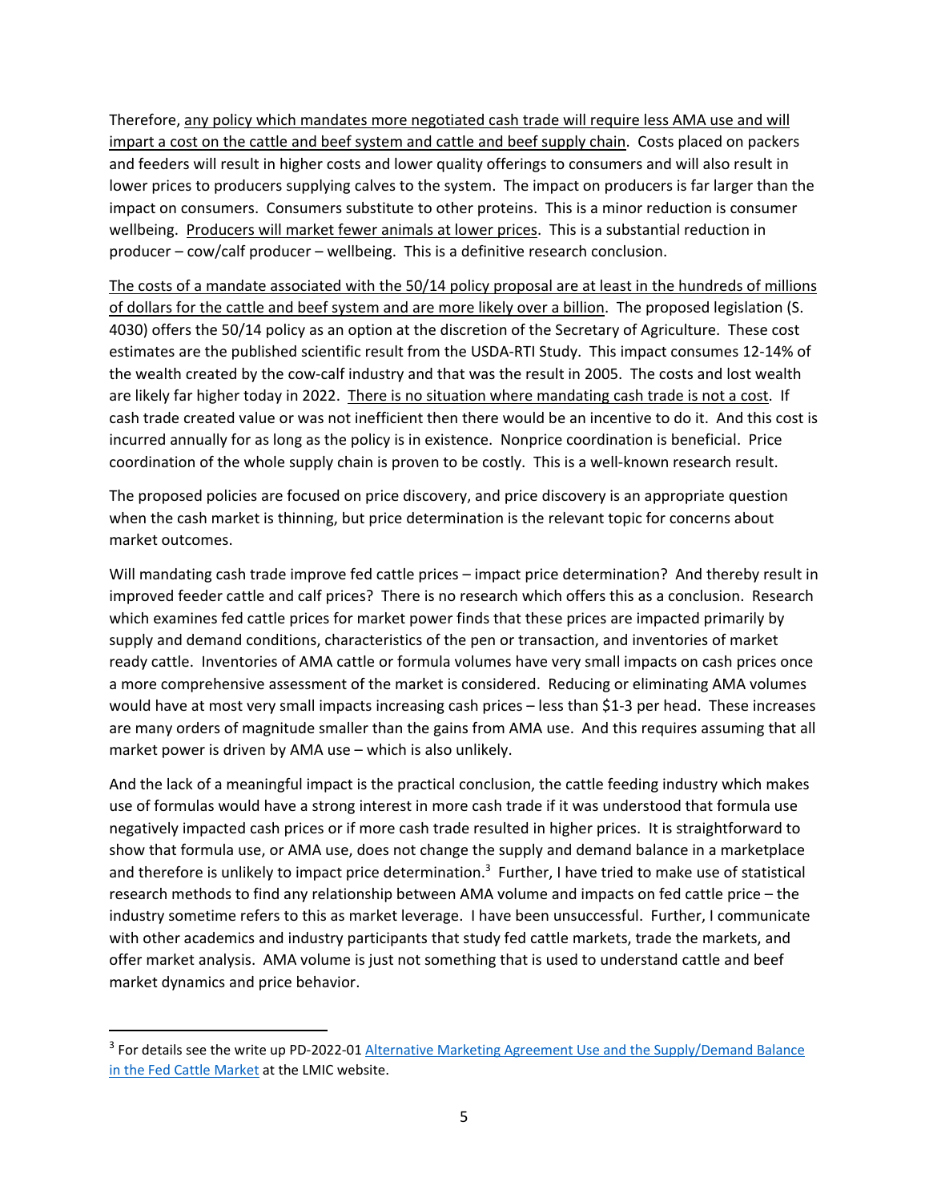Therefore, <u>any policy which mandates more negotiated cash trade will require less AMA use and will impart a cost on the cattle and beef system and cattle and beef supply chain</u>. Costs placed on packers and feeders will result in higher costs and lower quality offerings to consumers and will also result in lower prices to producers supplying calves to the system. The impact on producers is far larger than the impact on consumers. Consumers substitute to other proteins. This is a minor reduction is consumer wellbeing. <u>Producers will market fewer animals at lower prices</u>. This is a substantial reduction in producer – cow/calf producer – wellbeing. This is a definitive research conclusion.

<u>The costs of a mandate associated with the 50/14 policy proposal are at least in the hundreds of millions of dollars for the cattle and beef system and are more likely over a billion</u>. The proposed legislation (S. 4030) offers the 50/14 policy as an option at the discretion of the Secretary of Agriculture. These cost estimates are the published scientific result from the USDA-RTI Study. This impact consumes 12-14% of the wealth created by the cow-calf industry and that was the result in 2005. The costs and lost wealth are likely far higher today in 2022. <u>There is no situation where mandating cash trade is not a cost</u>. If cash trade created value or was not inefficient then there would be an incentive to do it. And this cost is incurred annually for as long as the policy is in existence. Nonprice coordination is beneficial. Price coordination of the whole supply chain is proven to be costly. This is a well-known research result.

The proposed policies are focused on price discovery, and price discovery is an appropriate question when the cash market is thinning, but price determination is the relevant topic for concerns about market outcomes.

Will mandating cash trade improve fed cattle prices – impact price determination? And thereby result in improved feeder cattle and calf prices? There is no research which offers this as a conclusion. Research which examines fed cattle prices for market power finds that these prices are impacted primarily by supply and demand conditions, characteristics of the pen or transaction, and inventories of market ready cattle. Inventories of AMA cattle or formula volumes have very small impacts on cash prices once a more comprehensive assessment of the market is considered. Reducing or eliminating AMA volumes would have at most very small impacts increasing cash prices – less than $1-3 per head. These increases are many orders of magnitude smaller than the gains from AMA use. And this requires assuming that all market power is driven by AMA use – which is also unlikely.

And the lack of a meaningful impact is the practical conclusion, the cattle feeding industry which makes use of formulas would have a strong interest in more cash trade if it was understood that formula use negatively impacted cash prices or if more cash trade resulted in higher prices. It is straightforward to show that formula use, or AMA use, does not change the supply and demand balance in a marketplace and therefore is unlikely to impact price determination.[3] Further, I have tried to make use of statistical research methods to find any relationship between AMA volume and impacts on fed cattle price – the industry sometime refers to this as market leverage. I have been unsuccessful. Further, I communicate with other academics and industry participants that study fed cattle markets, trade the markets, and offer market analysis. AMA volume is just not something that is used to understand cattle and beef market dynamics and price behavior.

---

[3] For details see the write up PD-2022-01 Alternative Marketing Agreement Use and the Supply/Demand Balance in the Fed Cattle Market at the LMIC website.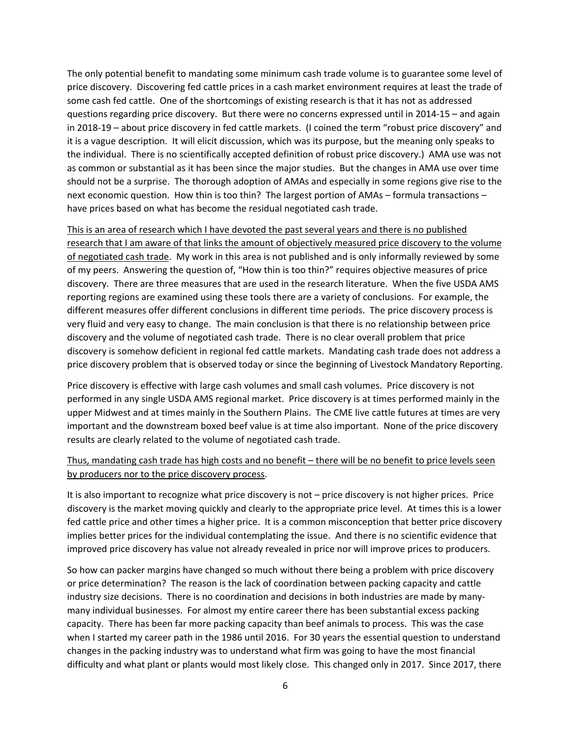The only potential benefit to mandating some minimum cash trade volume is to guarantee some level of price discovery. Discovering fed cattle prices in a cash market environment requires at least the trade of some cash fed cattle. One of the shortcomings of existing research is that it has not as addressed questions regarding price discovery. But there were no concerns expressed until in 2014-15 – and again in 2018-19 – about price discovery in fed cattle markets. (I coined the term "robust price discovery" and it is a vague description. It will elicit discussion, which was its purpose, but the meaning only speaks to the individual. There is no scientifically accepted definition of robust price discovery.) AMA use was not as common or substantial as it has been since the major studies. But the changes in AMA use over time should not be a surprise. The thorough adoption of AMAs and especially in some regions give rise to the next economic question. How thin is too thin? The largest portion of AMAs – formula transactions – have prices based on what has become the residual negotiated cash trade.

<u>This is an area of research which I have devoted the past several years and there is no published research that I am aware of that links the amount of objectively measured price discovery to the volume of negotiated cash trade</u>. My work in this area is not published and is only informally reviewed by some of my peers. Answering the question of, "How thin is too thin?" requires objective measures of price discovery. There are three measures that are used in the research literature. When the five USDA AMS reporting regions are examined using these tools there are a variety of conclusions. For example, the different measures offer different conclusions in different time periods. The price discovery process is very fluid and very easy to change. The main conclusion is that there is no relationship between price discovery and the volume of negotiated cash trade. There is no clear overall problem that price discovery is somehow deficient in regional fed cattle markets. Mandating cash trade does not address a price discovery problem that is observed today or since the beginning of Livestock Mandatory Reporting.

Price discovery is effective with large cash volumes and small cash volumes. Price discovery is not performed in any single USDA AMS regional market. Price discovery is at times performed mainly in the upper Midwest and at times mainly in the Southern Plains. The CME live cattle futures at times are very important and the downstream boxed beef value is at time also important. None of the price discovery results are clearly related to the volume of negotiated cash trade.

<u>Thus, mandating cash trade has high costs and no benefit – there will be no benefit to price levels seen by producers nor to the price discovery process</u>.

It is also important to recognize what price discovery is not – price discovery is not higher prices. Price discovery is the market moving quickly and clearly to the appropriate price level. At times this is a lower fed cattle price and other times a higher price. It is a common misconception that better price discovery implies better prices for the individual contemplating the issue. And there is no scientific evidence that improved price discovery has value not already revealed in price nor will improve prices to producers.

So how can packer margins have changed so much without there being a problem with price discovery or price determination? The reason is the lack of coordination between packing capacity and cattle industry size decisions. There is no coordination and decisions in both industries are made by many-many individual businesses. For almost my entire career there has been substantial excess packing capacity. There has been far more packing capacity than beef animals to process. This was the case when I started my career path in the 1986 until 2016. For 30 years the essential question to understand changes in the packing industry was to understand what firm was going to have the most financial difficulty and what plant or plants would most likely close. This changed only in 2017. Since 2017, there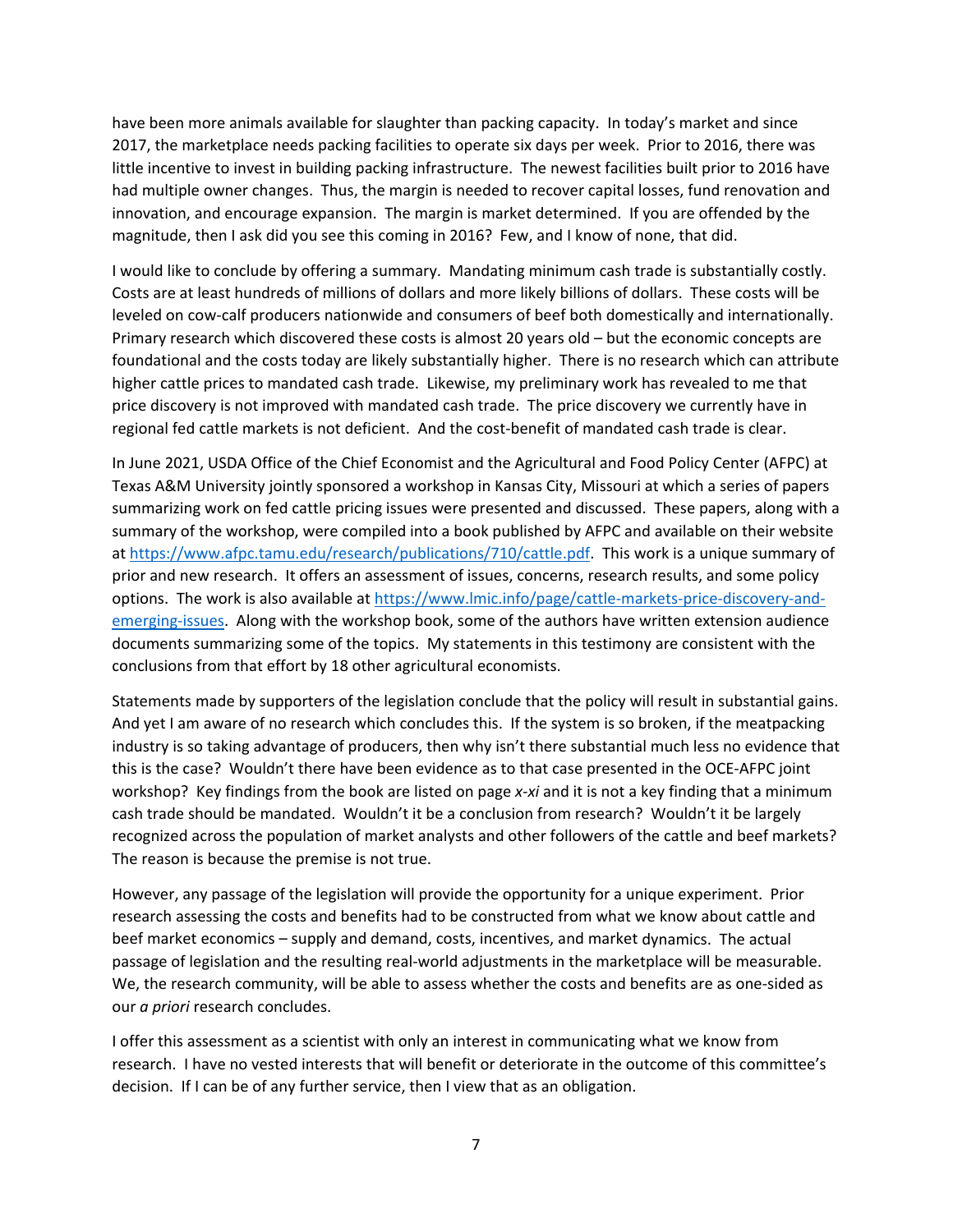have been more animals available for slaughter than packing capacity. In today's market and since 2017, the marketplace needs packing facilities to operate six days per week. Prior to 2016, there was little incentive to invest in building packing infrastructure. The newest facilities built prior to 2016 have had multiple owner changes. Thus, the margin is needed to recover capital losses, fund renovation and innovation, and encourage expansion. The margin is market determined. If you are offended by the magnitude, then I ask did you see this coming in 2016? Few, and I know of none, that did.

I would like to conclude by offering a summary. Mandating minimum cash trade is substantially costly. Costs are at least hundreds of millions of dollars and more likely billions of dollars. These costs will be leveled on cow-calf producers nationwide and consumers of beef both domestically and internationally. Primary research which discovered these costs is almost 20 years old – but the economic concepts are foundational and the costs today are likely substantially higher. There is no research which can attribute higher cattle prices to mandated cash trade. Likewise, my preliminary work has revealed to me that price discovery is not improved with mandated cash trade. The price discovery we currently have in regional fed cattle markets is not deficient. And the cost-benefit of mandated cash trade is clear.

In June 2021, USDA Office of the Chief Economist and the Agricultural and Food Policy Center (AFPC) at Texas A&M University jointly sponsored a workshop in Kansas City, Missouri at which a series of papers summarizing work on fed cattle pricing issues were presented and discussed. These papers, along with a summary of the workshop, were compiled into a book published by AFPC and available on their website at https://www.afpc.tamu.edu/research/publications/710/cattle.pdf. This work is a unique summary of prior and new research. It offers an assessment of issues, concerns, research results, and some policy options. The work is also available at https://www.lmic.info/page/cattle-markets-price-discovery-and-emerging-issues. Along with the workshop book, some of the authors have written extension audience documents summarizing some of the topics. My statements in this testimony are consistent with the conclusions from that effort by 18 other agricultural economists.

Statements made by supporters of the legislation conclude that the policy will result in substantial gains. And yet I am aware of no research which concludes this. If the system is so broken, if the meatpacking industry is so taking advantage of producers, then why isn't there substantial much less no evidence that this is the case? Wouldn't there have been evidence as to that case presented in the OCE-AFPC joint workshop? Key findings from the book are listed on page *x-xi* and it is not a key finding that a minimum cash trade should be mandated. Wouldn't it be a conclusion from research? Wouldn't it be largely recognized across the population of market analysts and other followers of the cattle and beef markets? The reason is because the premise is not true.

However, any passage of the legislation will provide the opportunity for a unique experiment. Prior research assessing the costs and benefits had to be constructed from what we know about cattle and beef market economics – supply and demand, costs, incentives, and market dynamics. The actual passage of legislation and the resulting real-world adjustments in the marketplace will be measurable. We, the research community, will be able to assess whether the costs and benefits are as one-sided as our *a priori* research concludes.

I offer this assessment as a scientist with only an interest in communicating what we know from research. I have no vested interests that will benefit or deteriorate in the outcome of this committee's decision. If I can be of any further service, then I view that as an obligation.